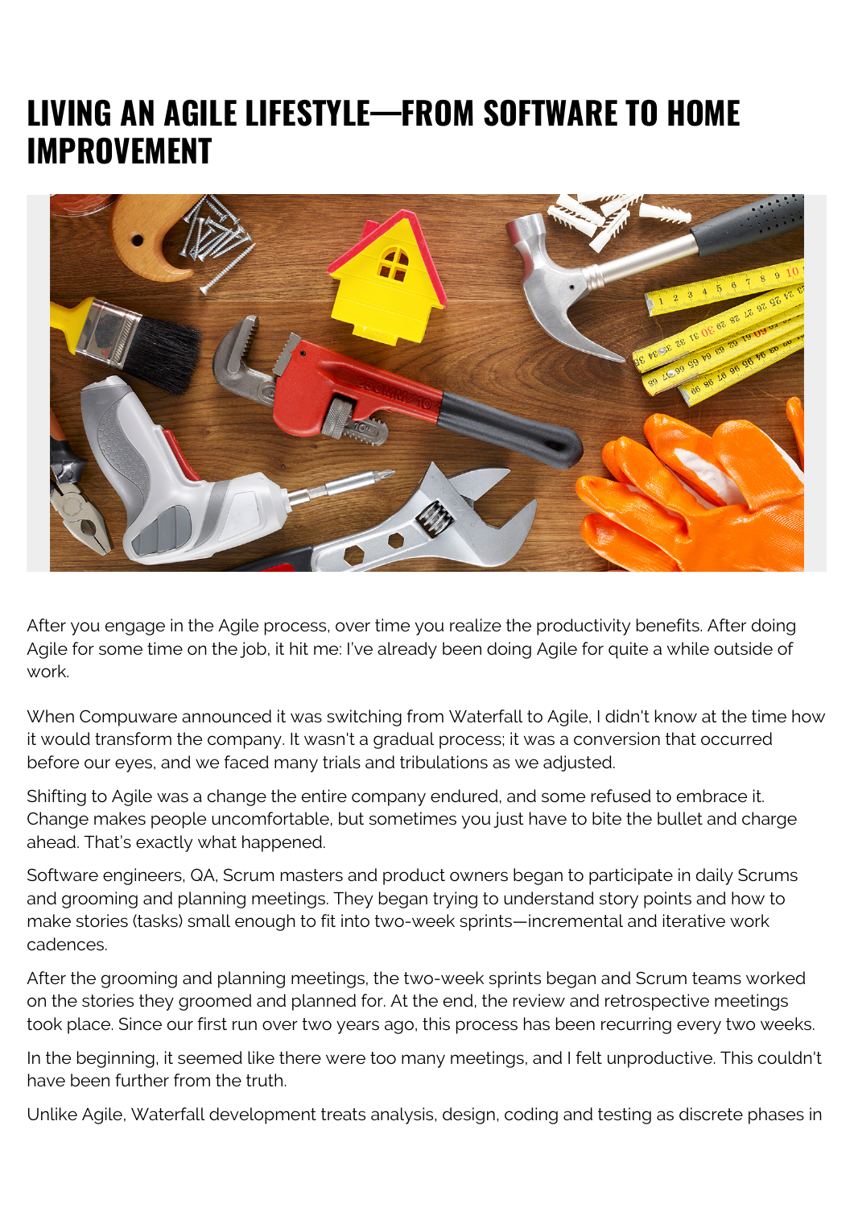# LIVING AN AGILE LIFESTYLE—FROM SOFTWARE TO HOME IMPROVEMENT

After you engage in the Agile process, over time you realize the productivity benefits. After doing Agile for some time on the job, it hit me: I've already been doing Agile for quite a while outside of work.

When Compuware announced it was switching from Waterfall to Agile, I didn't know at the time how it would transform the company. It wasn't a gradual process; it was a conversion that occurred before our eyes, and we faced many trials and tribulations as we adjusted.

Shifting to Agile was a change the entire company endured, and some refused to embrace it. Change makes people uncomfortable, but sometimes you just have to bite the bullet and charge ahead. That's exactly what happened.

Software engineers, QA, Scrum masters and product owners began to participate in daily Scrums and grooming and planning meetings. They began trying to understand story points and how to make stories (tasks) small enough to fit into two-week sprints—incremental and iterative work cadences.

After the grooming and planning meetings, the two-week sprints began and Scrum teams worked on the stories they groomed and planned for. At the end, the review and retrospective meetings took place. Since our first run over two years ago, this process has been recurring every two weeks.

In the beginning, it seemed like there were too many meetings, and I felt unproductive. This couldn't have been further from the truth.

Unlike Agile, Waterfall development treats analysis, design, coding and testing as discrete phases in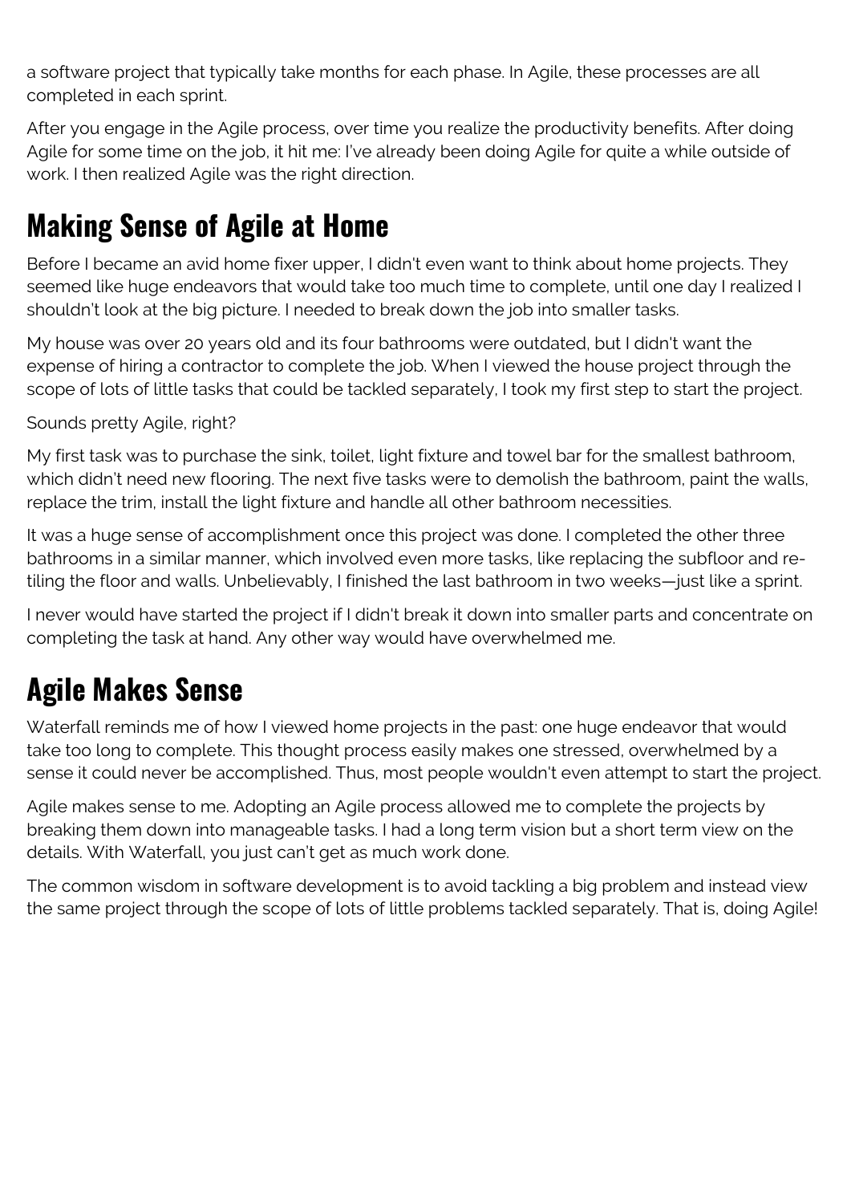a software project that typically take months for each phase. In Agile, these processes are all completed in each sprint.

After you engage in the Agile process, over time you realize the productivity benefits. After doing Agile for some time on the job, it hit me: I've already been doing Agile for quite a while outside of work. I then realized Agile was the right direction.

## Making Sense of Agile at Home

Before I became an avid home fixer upper, I didn't even want to think about home projects. They seemed like huge endeavors that would take too much time to complete, until one day I realized I shouldn't look at the big picture. I needed to break down the job into smaller tasks.

My house was over 20 years old and its four bathrooms were outdated, but I didn't want the expense of hiring a contractor to complete the job. When I viewed the house project through the scope of lots of little tasks that could be tackled separately, I took my first step to start the project.

Sounds pretty Agile, right?

My first task was to purchase the sink, toilet, light fixture and towel bar for the smallest bathroom, which didn't need new flooring. The next five tasks were to demolish the bathroom, paint the walls, replace the trim, install the light fixture and handle all other bathroom necessities.

It was a huge sense of accomplishment once this project was done. I completed the other three bathrooms in a similar manner, which involved even more tasks, like replacing the subfloor and re-tiling the floor and walls. Unbelievably, I finished the last bathroom in two weeks—just like a sprint.

I never would have started the project if I didn't break it down into smaller parts and concentrate on completing the task at hand. Any other way would have overwhelmed me.

## Agile Makes Sense

Waterfall reminds me of how I viewed home projects in the past: one huge endeavor that would take too long to complete. This thought process easily makes one stressed, overwhelmed by a sense it could never be accomplished. Thus, most people wouldn't even attempt to start the project.

Agile makes sense to me. Adopting an Agile process allowed me to complete the projects by breaking them down into manageable tasks. I had a long term vision but a short term view on the details. With Waterfall, you just can't get as much work done.

The common wisdom in software development is to avoid tackling a big problem and instead view the same project through the scope of lots of little problems tackled separately. That is, doing Agile!